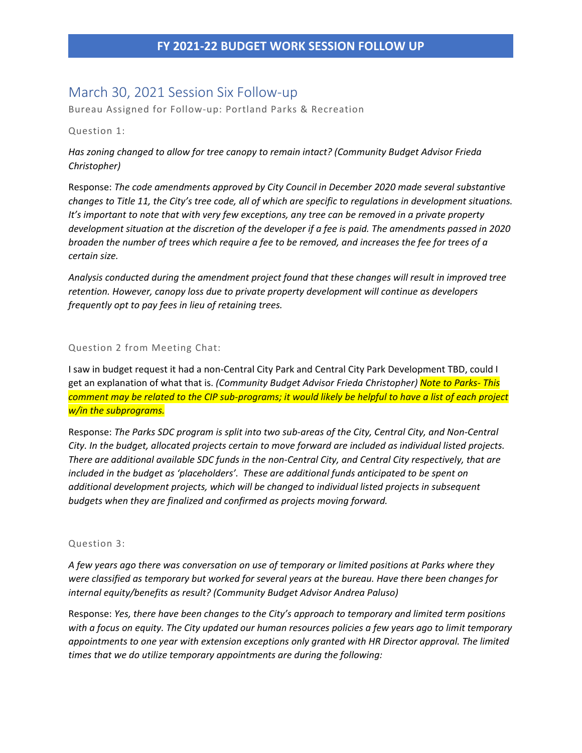# FY 2021-22 BUDGET WORK SESSION FOLLOW UP

## March 30, 2021 Session Six Follow-up

Bureau Assigned for Follow-up: Portland Parks & Recreation

### Question 1:

*Has zoning changed to allow for tree canopy to remain intact? (Community Budget Advisor Frieda Christopher)*

Response: *The code amendments approved by City Council in December 2020 made several substantive changes to Title 11, the City's tree code, all of which are specific to regulations in development situations. It's important to note that with very few exceptions, any tree can be removed in a private property development situation at the discretion of the developer if a fee is paid. The amendments passed in 2020 broaden the number of trees which require a fee to be removed, and increases the fee for trees of a certain size.*

*Analysis conducted during the amendment project found that these changes will result in improved tree retention. However, canopy loss due to private property development will continue as developers frequently opt to pay fees in lieu of retaining trees.*

### Question 2 from Meeting Chat:

I saw in budget request it had a non-Central City Park and Central City Park Development TBD, could I get an explanation of what that is. *(Community Budget Advisor Frieda Christopher)* *Note to Parks- This comment may be related to the CIP sub-programs; it would likely be helpful to have a list of each project w/in the subprograms.*

Response: *The Parks SDC program is split into two sub-areas of the City, Central City, and Non-Central City. In the budget, allocated projects certain to move forward are included as individual listed projects. There are additional available SDC funds in the non-Central City, and Central City respectively, that are included in the budget as 'placeholders'. These are additional funds anticipated to be spent on additional development projects, which will be changed to individual listed projects in subsequent budgets when they are finalized and confirmed as projects moving forward.*

### Question 3:

*A few years ago there was conversation on use of temporary or limited positions at Parks where they were classified as temporary but worked for several years at the bureau. Have there been changes for internal equity/benefits as result? (Community Budget Advisor Andrea Paluso)*

Response: *Yes, there have been changes to the City's approach to temporary and limited term positions with a focus on equity. The City updated our human resources policies a few years ago to limit temporary appointments to one year with extension exceptions only granted with HR Director approval. The limited times that we do utilize temporary appointments are during the following:*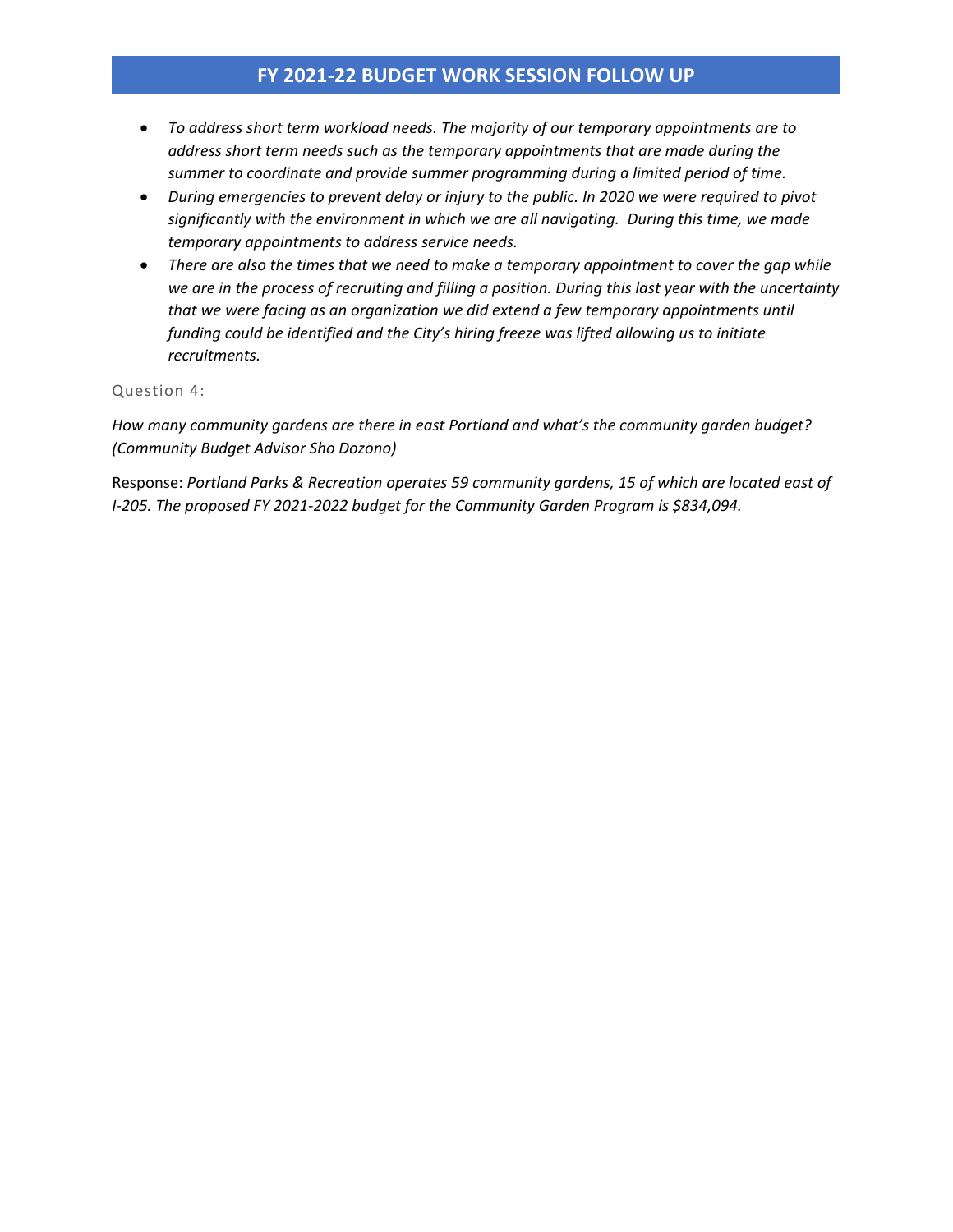- *To address short term workload needs. The majority of our temporary appointments are to address short term needs such as the temporary appointments that are made during the summer to coordinate and provide summer programming during a limited period of time.*
- *During emergencies to prevent delay or injury to the public. In 2020 we were required to pivot significantly with the environment in which we are all navigating. During this time, we made temporary appointments to address service needs.*
- *There are also the times that we need to make a temporary appointment to cover the gap while we are in the process of recruiting and filling a position. During this last year with the uncertainty that we were facing as an organization we did extend a few temporary appointments until funding could be identified and the City's hiring freeze was lifted allowing us to initiate recruitments.*

Question 4:

*How many community gardens are there in east Portland and what's the community garden budget? (Community Budget Advisor Sho Dozono)*

Response: *Portland Parks & Recreation operates 59 community gardens, 15 of which are located east of I-205. The proposed FY 2021-2022 budget for the Community Garden Program is $834,094.*